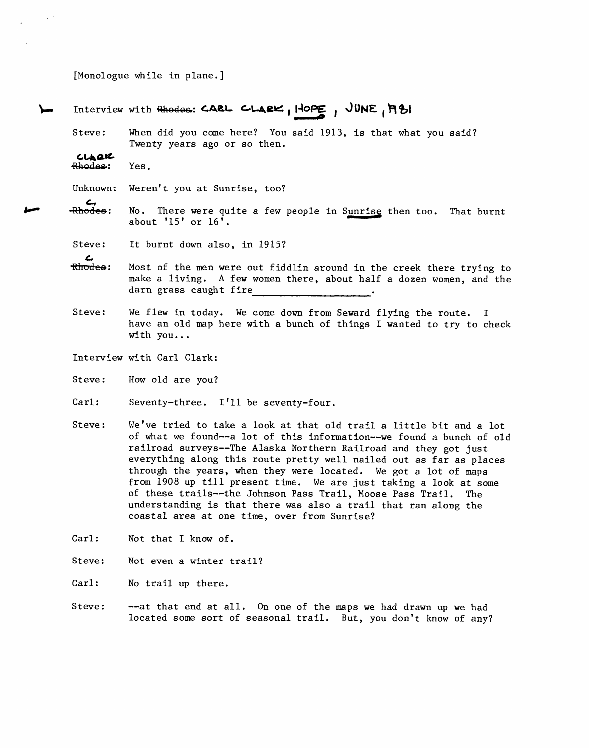[Monologue while in plane.]

Interview with ~~Rhodes~~: CARL CLARK, HOPE, JUNE, 1981

Steve: When did you come here? You said 1913, is that what you said? Twenty years ago or so then.

~~Rhodes~~ CLARK: Yes.

Unknown: Weren't you at Sunrise, too?

~~Rhodes~~ C: No. There were quite a few people in Sunrise then too. That burnt about '15' or 16'.

Steve: It burnt down also, in 1915?

~~Rhodes~~ C: Most of the men were out fiddlin around in the creek there trying to make a living. A few women there, about half a dozen women, and the darn grass caught fire___________________.

Steve: We flew in today. We come down from Seward flying the route. I have an old map here with a bunch of things I wanted to try to check with you...

Interview with Carl Clark:

Steve: How old are you?

Carl: Seventy-three. I'll be seventy-four.

Steve: We've tried to take a look at that old trail a little bit and a lot of what we found--a lot of this information--we found a bunch of old railroad surveys--The Alaska Northern Railroad and they got just everything along this route pretty well nailed out as far as places through the years, when they were located. We got a lot of maps from 1908 up till present time. We are just taking a look at some of these trails--the Johnson Pass Trail, Moose Pass Trail. The understanding is that there was also a trail that ran along the coastal area at one time, over from Sunrise?

Carl: Not that I know of.

Steve: Not even a winter trail?

Carl: No trail up there.

Steve: --at that end at all. On one of the maps we had drawn up we had located some sort of seasonal trail. But, you don't know of any?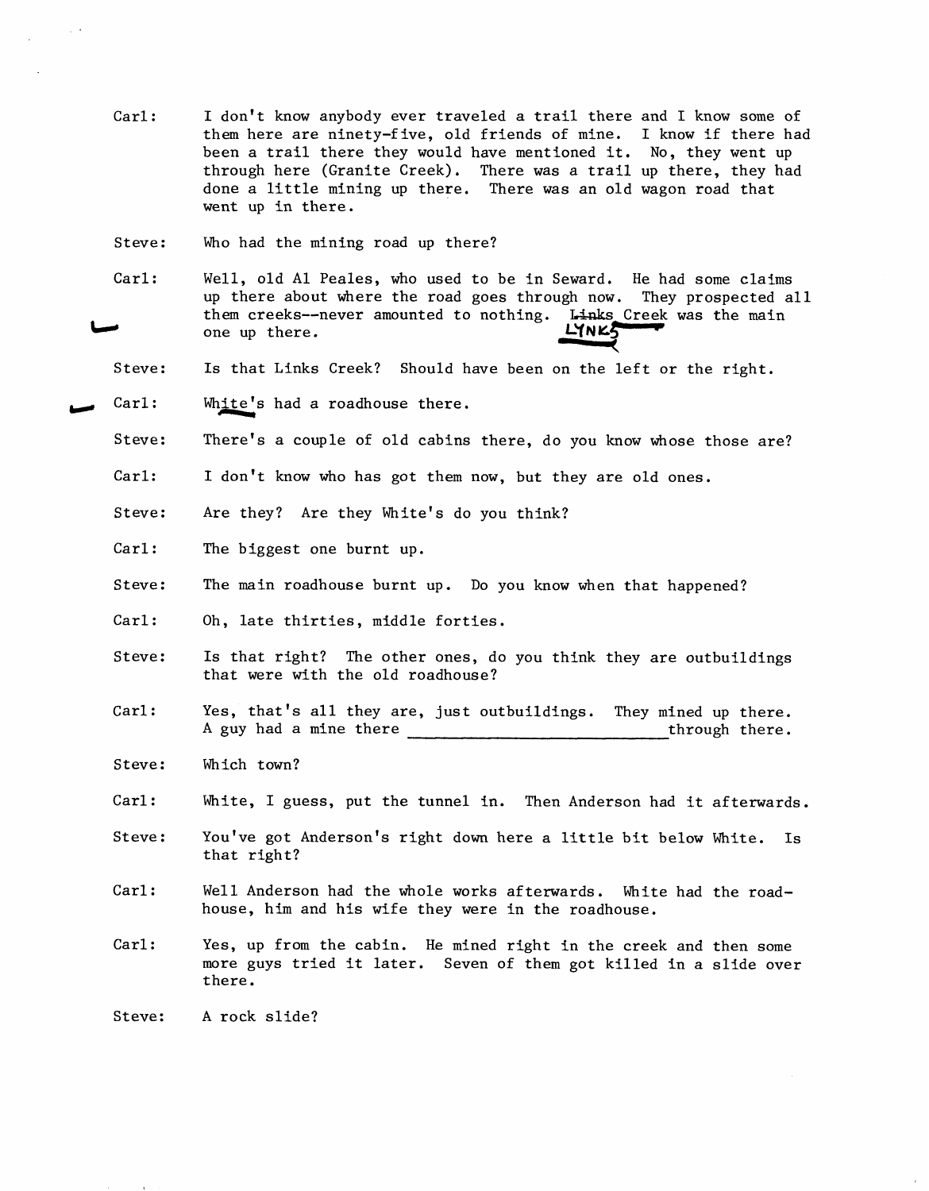Carl: I don't know anybody ever traveled a trail there and I know some of them here are ninety-five, old friends of mine. I know if there had been a trail there they would have mentioned it. No, they went up through here (Granite Creek). There was a trail up there, they had done a little mining up there. There was an old wagon road that went up in there.

Steve: Who had the mining road up there?

Carl: Well, old Al Peales, who used to be in Seward. He had some claims up there about where the road goes through now. They prospected all them creeks--never amounted to nothing. ~~Links~~ LYNKS Creek was the main one up there.

Steve: Is that Links Creek? Should have been on the left or the right.

Carl: White's had a roadhouse there.

Steve: There's a couple of old cabins there, do you know whose those are?

Carl: I don't know who has got them now, but they are old ones.

Steve: Are they? Are they White's do you think?

Carl: The biggest one burnt up.

Steve: The main roadhouse burnt up. Do you know when that happened?

Carl: Oh, late thirties, middle forties.

Steve: Is that right? The other ones, do you think they are outbuildings that were with the old roadhouse?

Carl: Yes, that's all they are, just outbuildings. They mined up there. A guy had a mine there ____________________________ through there.

Steve: Which town?

Carl: White, I guess, put the tunnel in. Then Anderson had it afterwards.

Steve: You've got Anderson's right down here a little bit below White. Is that right?

Carl: Well Anderson had the whole works afterwards. White had the roadhouse, him and his wife they were in the roadhouse.

Carl: Yes, up from the cabin. He mined right in the creek and then some more guys tried it later. Seven of them got killed in a slide over there.

Steve: A rock slide?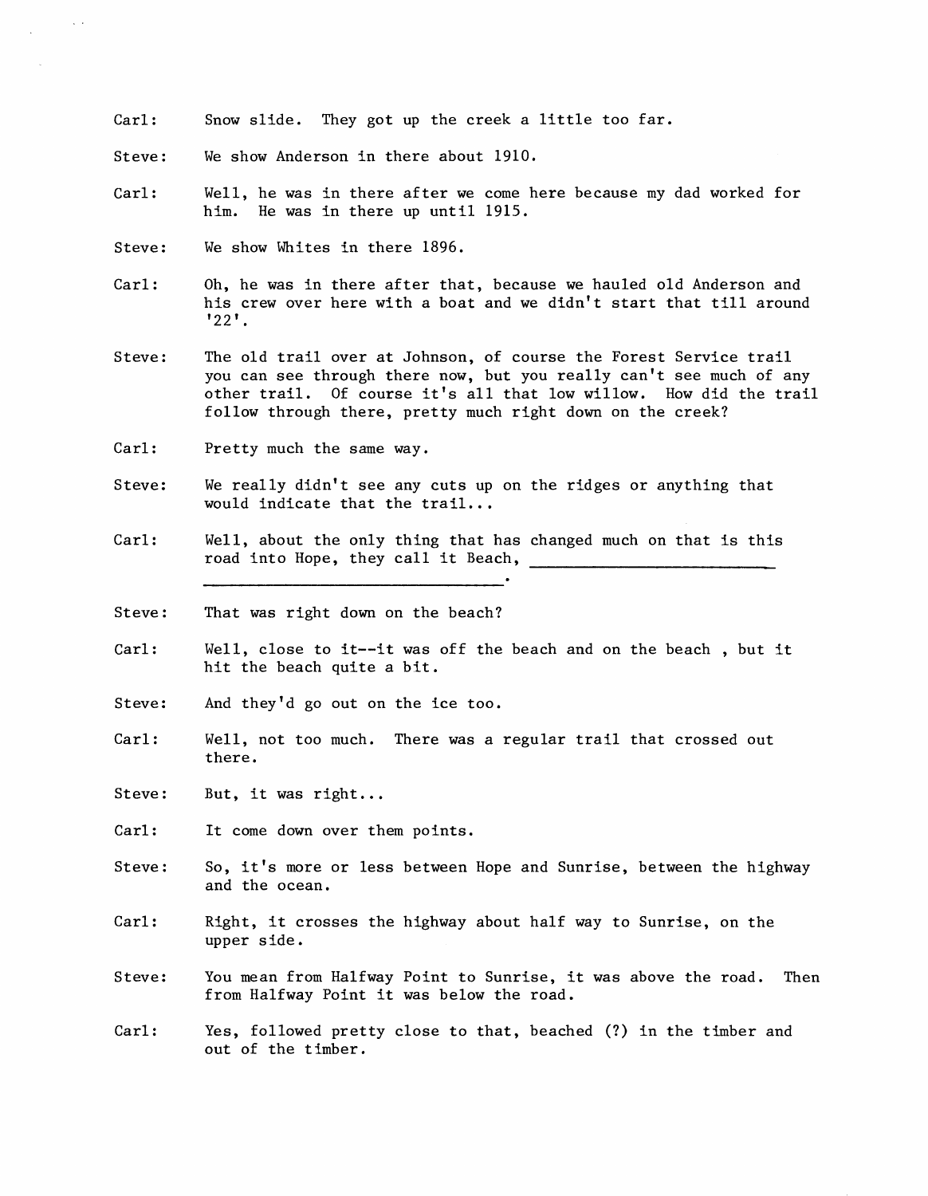Carl: Snow slide. They got up the creek a little too far.

Steve: We show Anderson in there about 1910.

Carl: Well, he was in there after we come here because my dad worked for him. He was in there up until 1915.

Steve: We show Whites in there 1896.

Carl: Oh, he was in there after that, because we hauled old Anderson and his crew over here with a boat and we didn't start that till around '22'.

Steve: The old trail over at Johnson, of course the Forest Service trail you can see through there now, but you really can't see much of any other trail. Of course it's all that low willow. How did the trail follow through there, pretty much right down on the creek?

Carl: Pretty much the same way.

Steve: We really didn't see any cuts up on the ridges or anything that would indicate that the trail...

Carl: Well, about the only thing that has changed much on that is this road into Hope, they call it Beach, ______________________________________________.

Steve: That was right down on the beach?

Carl: Well, close to it--it was off the beach and on the beach , but it hit the beach quite a bit.

Steve: And they'd go out on the ice too.

Carl: Well, not too much. There was a regular trail that crossed out there.

Steve: But, it was right...

Carl: It come down over them points.

Steve: So, it's more or less between Hope and Sunrise, between the highway and the ocean.

Carl: Right, it crosses the highway about half way to Sunrise, on the upper side.

Steve: You mean from Halfway Point to Sunrise, it was above the road. Then from Halfway Point it was below the road.

Carl: Yes, followed pretty close to that, beached (?) in the timber and out of the timber.